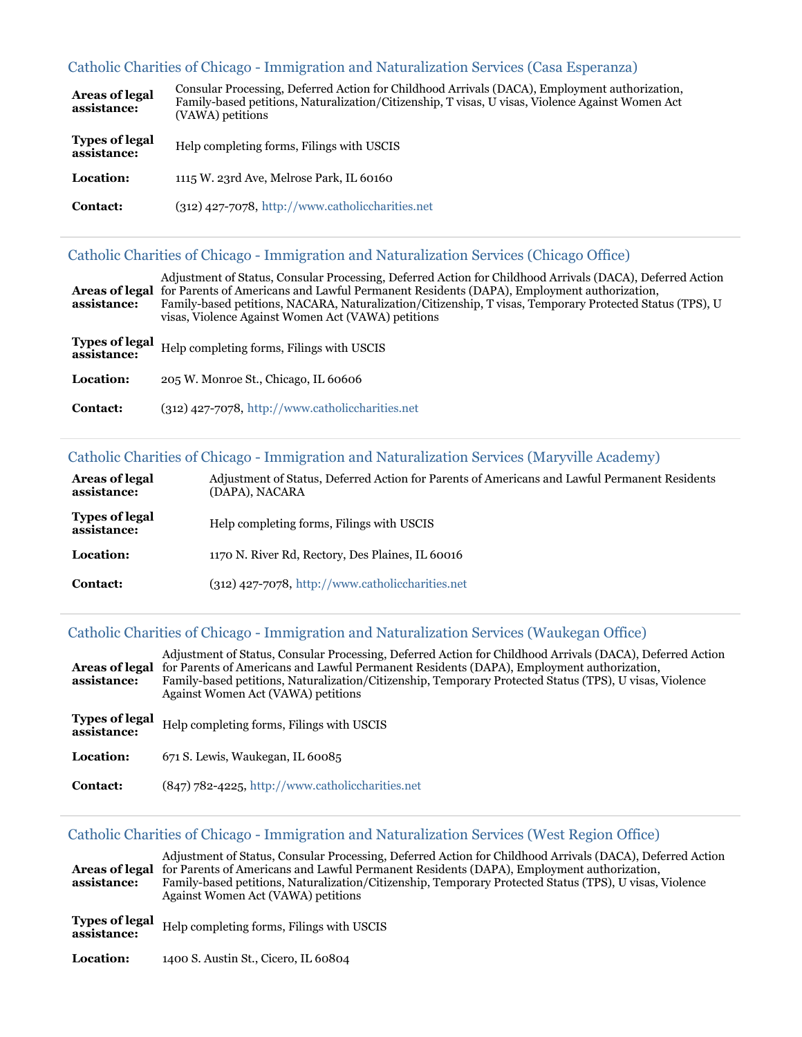### Catholic Charities of Chicago - Immigration and Naturalization Services (Casa Esperanza)

| | |
|---|---|
| **Areas of legal assistance:** | Consular Processing, Deferred Action for Childhood Arrivals (DACA), Employment authorization, Family-based petitions, Naturalization/Citizenship, T visas, U visas, Violence Against Women Act (VAWA) petitions |
| **Types of legal assistance:** | Help completing forms, Filings with USCIS |
| **Location:** | 1115 W. 23rd Ave, Melrose Park, IL 60160 |
| **Contact:** | (312) 427-7078, http://www.catholiccharities.net |

### Catholic Charities of Chicago - Immigration and Naturalization Services (Chicago Office)

| | |
|---|---|
| **Areas of legal assistance:** | Adjustment of Status, Consular Processing, Deferred Action for Childhood Arrivals (DACA), Deferred Action for Parents of Americans and Lawful Permanent Residents (DAPA), Employment authorization, Family-based petitions, NACARA, Naturalization/Citizenship, T visas, Temporary Protected Status (TPS), U visas, Violence Against Women Act (VAWA) petitions |
| **Types of legal assistance:** | Help completing forms, Filings with USCIS |
| **Location:** | 205 W. Monroe St., Chicago, IL 60606 |
| **Contact:** | (312) 427-7078, http://www.catholiccharities.net |

### Catholic Charities of Chicago - Immigration and Naturalization Services (Maryville Academy)

| | |
|---|---|
| **Areas of legal assistance:** | Adjustment of Status, Deferred Action for Parents of Americans and Lawful Permanent Residents (DAPA), NACARA |
| **Types of legal assistance:** | Help completing forms, Filings with USCIS |
| **Location:** | 1170 N. River Rd, Rectory, Des Plaines, IL 60016 |
| **Contact:** | (312) 427-7078, http://www.catholiccharities.net |

### Catholic Charities of Chicago - Immigration and Naturalization Services (Waukegan Office)

| | |
|---|---|
| **Areas of legal assistance:** | Adjustment of Status, Consular Processing, Deferred Action for Childhood Arrivals (DACA), Deferred Action for Parents of Americans and Lawful Permanent Residents (DAPA), Employment authorization, Family-based petitions, Naturalization/Citizenship, Temporary Protected Status (TPS), U visas, Violence Against Women Act (VAWA) petitions |
| **Types of legal assistance:** | Help completing forms, Filings with USCIS |
| **Location:** | 671 S. Lewis, Waukegan, IL 60085 |
| **Contact:** | (847) 782-4225, http://www.catholiccharities.net |

### Catholic Charities of Chicago - Immigration and Naturalization Services (West Region Office)

| | |
|---|---|
| **Areas of legal assistance:** | Adjustment of Status, Consular Processing, Deferred Action for Childhood Arrivals (DACA), Deferred Action for Parents of Americans and Lawful Permanent Residents (DAPA), Employment authorization, Family-based petitions, Naturalization/Citizenship, Temporary Protected Status (TPS), U visas, Violence Against Women Act (VAWA) petitions |
| **Types of legal assistance:** | Help completing forms, Filings with USCIS |
| **Location:** | 1400 S. Austin St., Cicero, IL 60804 |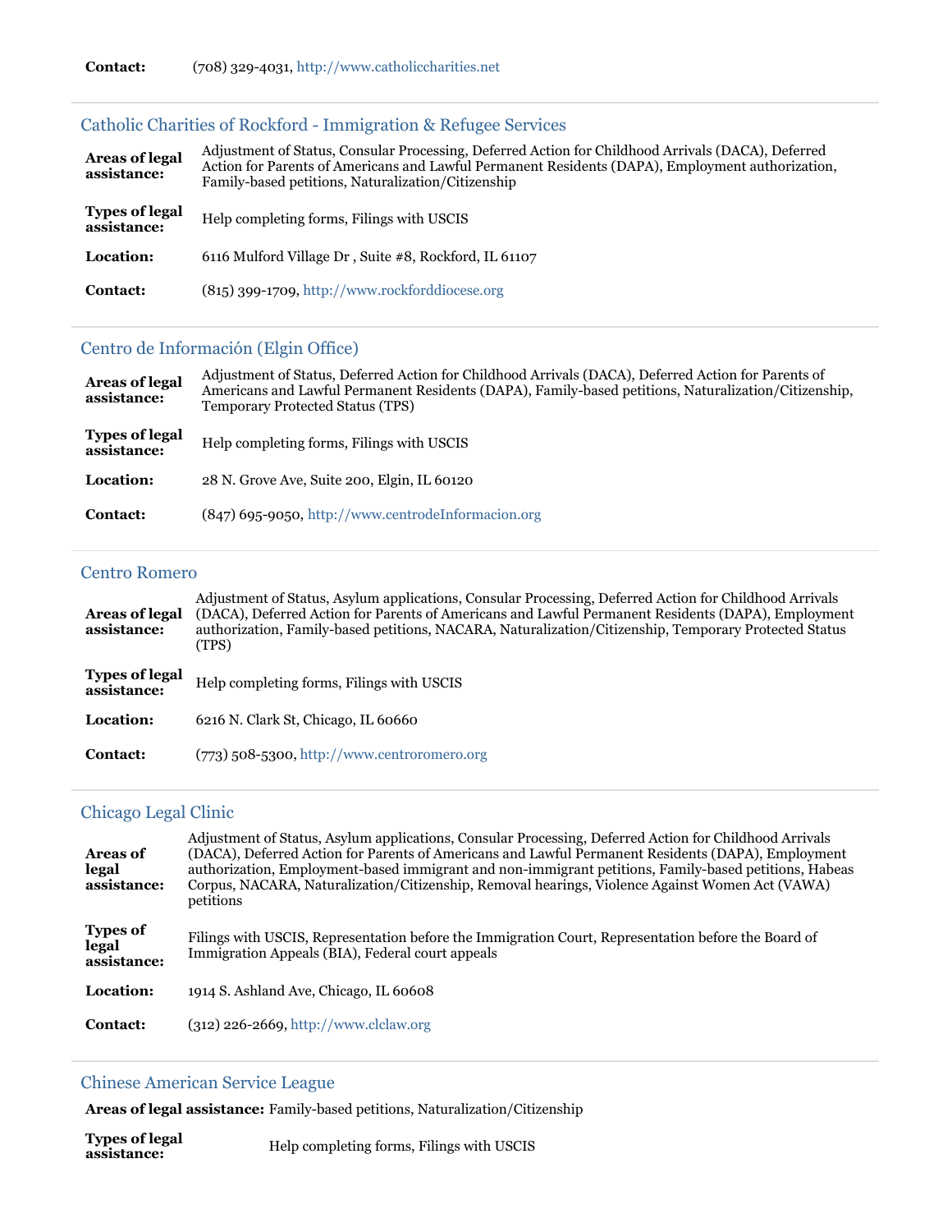**Contact:** (708) 329-4031, http://www.catholiccharities.net

### Catholic Charities of Rockford - Immigration & Refugee Services

**Areas of legal assistance:** Adjustment of Status, Consular Processing, Deferred Action for Childhood Arrivals (DACA), Deferred Action for Parents of Americans and Lawful Permanent Residents (DAPA), Employment authorization, Family-based petitions, Naturalization/Citizenship

**Types of legal assistance:** Help completing forms, Filings with USCIS

**Location:** 6116 Mulford Village Dr , Suite #8, Rockford, IL 61107

**Contact:** (815) 399-1709, http://www.rockforddiocese.org

### Centro de Información (Elgin Office)

**Areas of legal assistance:** Adjustment of Status, Deferred Action for Childhood Arrivals (DACA), Deferred Action for Parents of Americans and Lawful Permanent Residents (DAPA), Family-based petitions, Naturalization/Citizenship, Temporary Protected Status (TPS)

**Types of legal assistance:** Help completing forms, Filings with USCIS

**Location:** 28 N. Grove Ave, Suite 200, Elgin, IL 60120

**Contact:** (847) 695-9050, http://www.centrodeInformacion.org

### Centro Romero

**Areas of legal assistance:** Adjustment of Status, Asylum applications, Consular Processing, Deferred Action for Childhood Arrivals (DACA), Deferred Action for Parents of Americans and Lawful Permanent Residents (DAPA), Employment authorization, Family-based petitions, NACARA, Naturalization/Citizenship, Temporary Protected Status (TPS)

**Types of legal assistance:** Help completing forms, Filings with USCIS

**Location:** 6216 N. Clark St, Chicago, IL 60660

**Contact:** (773) 508-5300, http://www.centroromero.org

### Chicago Legal Clinic

**Areas of legal assistance:** Adjustment of Status, Asylum applications, Consular Processing, Deferred Action for Childhood Arrivals (DACA), Deferred Action for Parents of Americans and Lawful Permanent Residents (DAPA), Employment authorization, Employment-based immigrant and non-immigrant petitions, Family-based petitions, Habeas Corpus, NACARA, Naturalization/Citizenship, Removal hearings, Violence Against Women Act (VAWA) petitions

**Types of legal assistance:** Filings with USCIS, Representation before the Immigration Court, Representation before the Board of Immigration Appeals (BIA), Federal court appeals

**Location:** 1914 S. Ashland Ave, Chicago, IL 60608

**Contact:** (312) 226-2669, http://www.clclaw.org

### Chinese American Service League

**Areas of legal assistance:** Family-based petitions, Naturalization/Citizenship

**Types of legal assistance:** Help completing forms, Filings with USCIS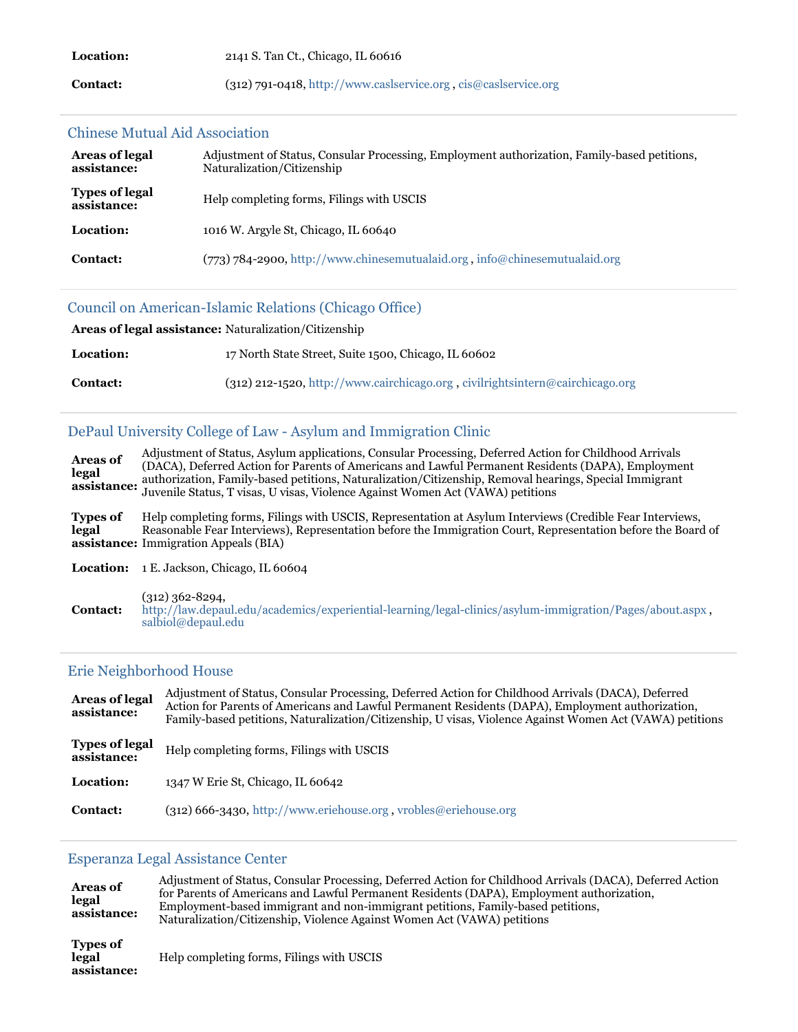**Location:** 2141 S. Tan Ct., Chicago, IL 60616

**Contact:** (312) 791-0418, http://www.caslservice.org , cis@caslservice.org

---

### Chinese Mutual Aid Association

**Areas of legal assistance:** Adjustment of Status, Consular Processing, Employment authorization, Family-based petitions, Naturalization/Citizenship

**Types of legal assistance:** Help completing forms, Filings with USCIS

**Location:** 1016 W. Argyle St, Chicago, IL 60640

**Contact:** (773) 784-2900, http://www.chinesemutualaid.org , info@chinesemutualaid.org

---

### Council on American-Islamic Relations (Chicago Office)

**Areas of legal assistance:** Naturalization/Citizenship

**Location:** 17 North State Street, Suite 1500, Chicago, IL 60602

**Contact:** (312) 212-1520, http://www.cairchicago.org , civilrightsintern@cairchicago.org

---

### DePaul University College of Law - Asylum and Immigration Clinic

**Areas of legal assistance:** Adjustment of Status, Asylum applications, Consular Processing, Deferred Action for Childhood Arrivals (DACA), Deferred Action for Parents of Americans and Lawful Permanent Residents (DAPA), Employment authorization, Family-based petitions, Naturalization/Citizenship, Removal hearings, Special Immigrant Juvenile Status, T visas, U visas, Violence Against Women Act (VAWA) petitions

**Types of legal assistance:** Help completing forms, Filings with USCIS, Representation at Asylum Interviews (Credible Fear Interviews, Reasonable Fear Interviews), Representation before the Immigration Court, Representation before the Board of Immigration Appeals (BIA)

**Location:** 1 E. Jackson, Chicago, IL 60604

**Contact:** (312) 362-8294, http://law.depaul.edu/academics/experiential-learning/legal-clinics/asylum-immigration/Pages/about.aspx , salbiol@depaul.edu

---

### Erie Neighborhood House

**Areas of legal assistance:** Adjustment of Status, Consular Processing, Deferred Action for Childhood Arrivals (DACA), Deferred Action for Parents of Americans and Lawful Permanent Residents (DAPA), Employment authorization, Family-based petitions, Naturalization/Citizenship, U visas, Violence Against Women Act (VAWA) petitions

**Types of legal assistance:** Help completing forms, Filings with USCIS

**Location:** 1347 W Erie St, Chicago, IL 60642

**Contact:** (312) 666-3430, http://www.eriehouse.org , vrobles@eriehouse.org

---

### Esperanza Legal Assistance Center

**Areas of legal assistance:** Adjustment of Status, Consular Processing, Deferred Action for Childhood Arrivals (DACA), Deferred Action for Parents of Americans and Lawful Permanent Residents (DAPA), Employment authorization, Employment-based immigrant and non-immigrant petitions, Family-based petitions, Naturalization/Citizenship, Violence Against Women Act (VAWA) petitions

**Types of legal assistance:** Help completing forms, Filings with USCIS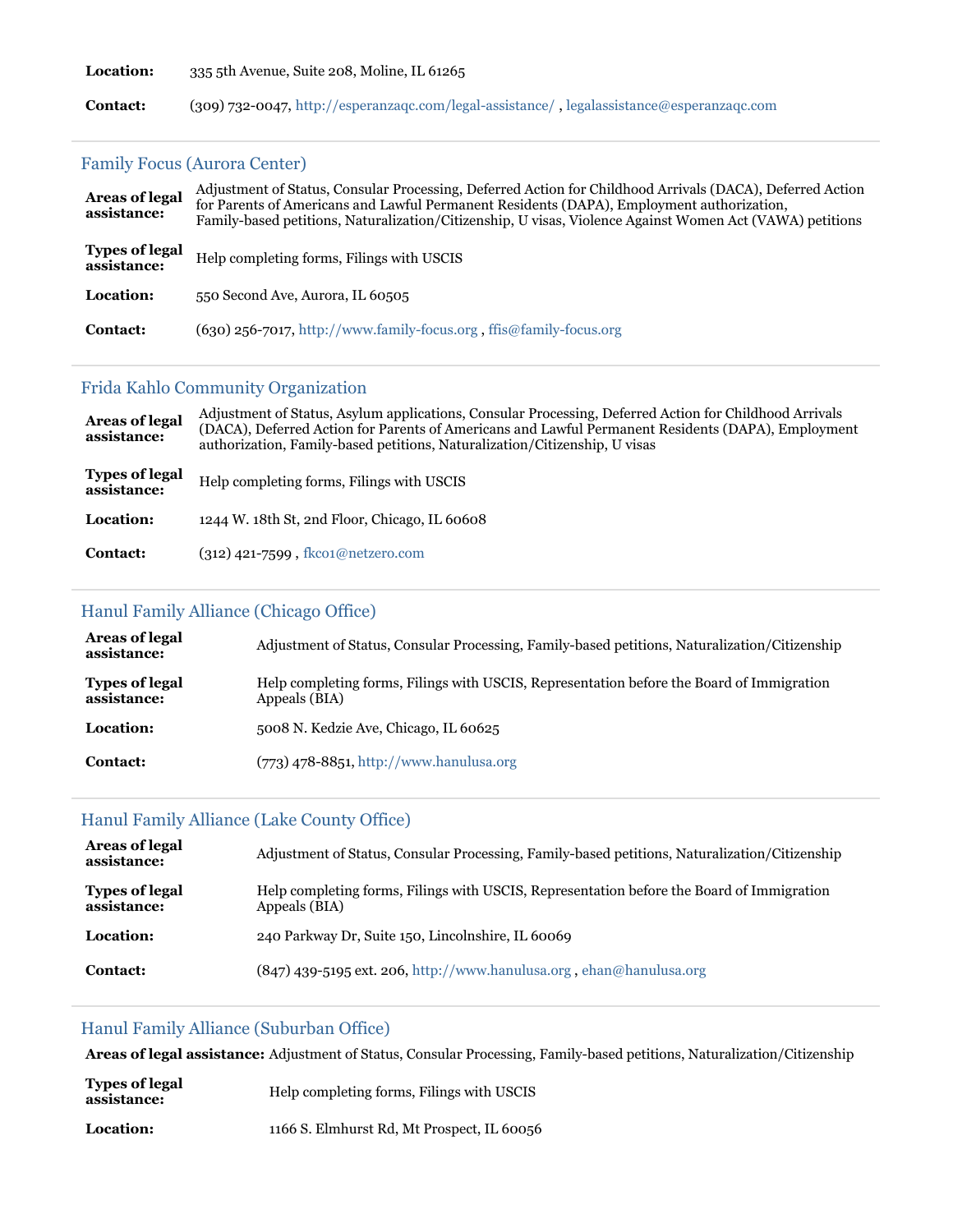**Location:** 335 5th Avenue, Suite 208, Moline, IL 61265

**Contact:** (309) 732-0047, http://esperanzaqc.com/legal-assistance/ , legalassistance@esperanzaqc.com

---

### Family Focus (Aurora Center)

**Areas of legal assistance:** Adjustment of Status, Consular Processing, Deferred Action for Childhood Arrivals (DACA), Deferred Action for Parents of Americans and Lawful Permanent Residents (DAPA), Employment authorization, Family-based petitions, Naturalization/Citizenship, U visas, Violence Against Women Act (VAWA) petitions

**Types of legal assistance:** Help completing forms, Filings with USCIS

**Location:** 550 Second Ave, Aurora, IL 60505

**Contact:** (630) 256-7017, http://www.family-focus.org , ffis@family-focus.org

---

### Frida Kahlo Community Organization

**Areas of legal assistance:** Adjustment of Status, Asylum applications, Consular Processing, Deferred Action for Childhood Arrivals (DACA), Deferred Action for Parents of Americans and Lawful Permanent Residents (DAPA), Employment authorization, Family-based petitions, Naturalization/Citizenship, U visas

**Types of legal assistance:** Help completing forms, Filings with USCIS

**Location:** 1244 W. 18th St, 2nd Floor, Chicago, IL 60608

**Contact:** (312) 421-7599 , fkco1@netzero.com

---

### Hanul Family Alliance (Chicago Office)

**Areas of legal assistance:** Adjustment of Status, Consular Processing, Family-based petitions, Naturalization/Citizenship

**Types of legal assistance:** Help completing forms, Filings with USCIS, Representation before the Board of Immigration Appeals (BIA)

**Location:** 5008 N. Kedzie Ave, Chicago, IL 60625

**Contact:** (773) 478-8851, http://www.hanulusa.org

---

### Hanul Family Alliance (Lake County Office)

**Areas of legal assistance:** Adjustment of Status, Consular Processing, Family-based petitions, Naturalization/Citizenship

**Types of legal assistance:** Help completing forms, Filings with USCIS, Representation before the Board of Immigration Appeals (BIA)

**Location:** 240 Parkway Dr, Suite 150, Lincolnshire, IL 60069

**Contact:** (847) 439-5195 ext. 206, http://www.hanulusa.org , ehan@hanulusa.org

---

### Hanul Family Alliance (Suburban Office)

**Areas of legal assistance:** Adjustment of Status, Consular Processing, Family-based petitions, Naturalization/Citizenship

**Types of legal assistance:** Help completing forms, Filings with USCIS

**Location:** 1166 S. Elmhurst Rd, Mt Prospect, IL 60056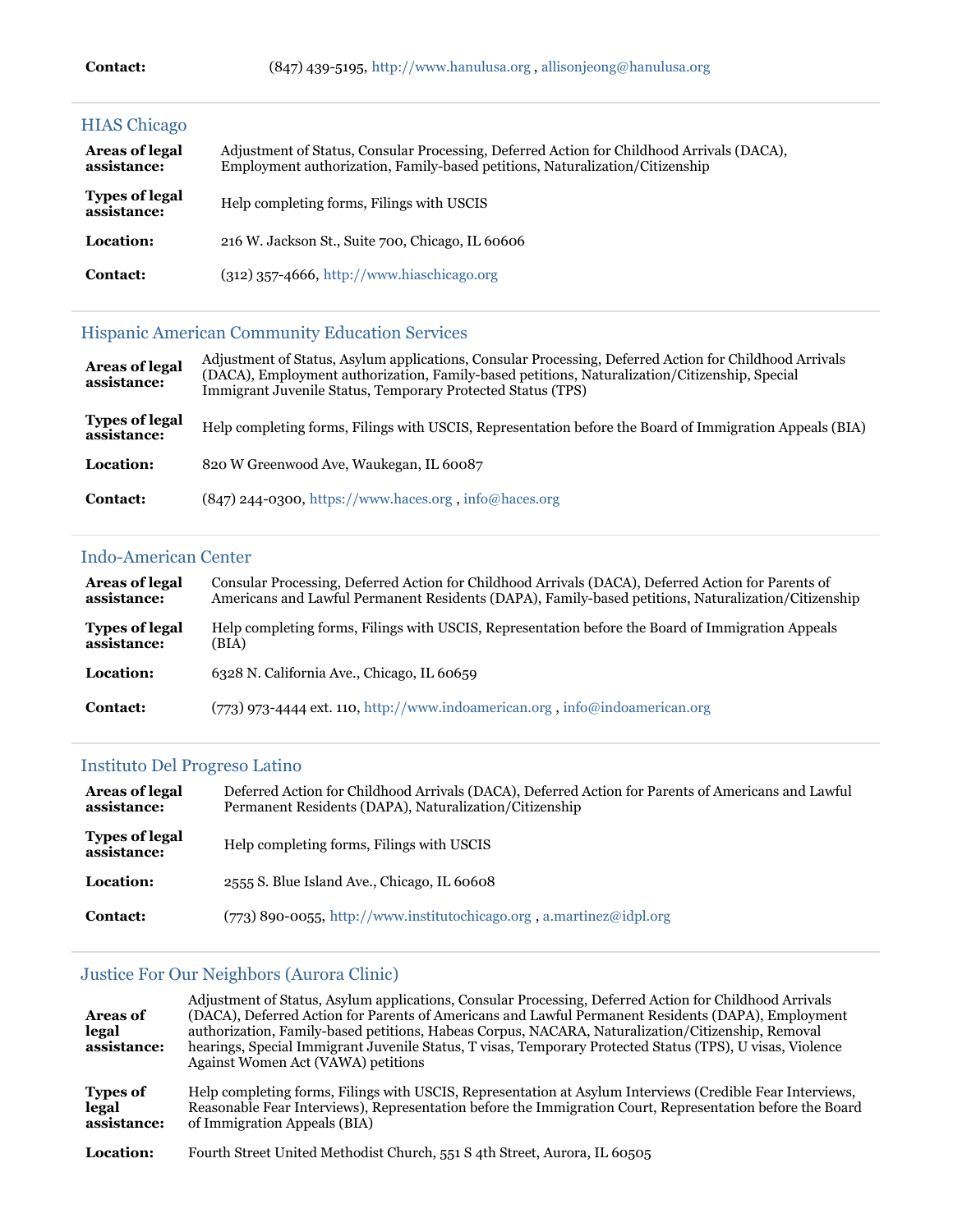**Contact:** (847) 439-5195, http://www.hanulusa.org , allisonjeong@hanulusa.org

---

### HIAS Chicago

| | |
|---|---|
| **Areas of legal assistance:** | Adjustment of Status, Consular Processing, Deferred Action for Childhood Arrivals (DACA), Employment authorization, Family-based petitions, Naturalization/Citizenship |
| **Types of legal assistance:** | Help completing forms, Filings with USCIS |
| **Location:** | 216 W. Jackson St., Suite 700, Chicago, IL 60606 |
| **Contact:** | (312) 357-4666, http://www.hiaschicago.org |

---

### Hispanic American Community Education Services

| | |
|---|---|
| **Areas of legal assistance:** | Adjustment of Status, Asylum applications, Consular Processing, Deferred Action for Childhood Arrivals (DACA), Employment authorization, Family-based petitions, Naturalization/Citizenship, Special Immigrant Juvenile Status, Temporary Protected Status (TPS) |
| **Types of legal assistance:** | Help completing forms, Filings with USCIS, Representation before the Board of Immigration Appeals (BIA) |
| **Location:** | 820 W Greenwood Ave, Waukegan, IL 60087 |
| **Contact:** | (847) 244-0300, https://www.haces.org , info@haces.org |

---

### Indo-American Center

| | |
|---|---|
| **Areas of legal assistance:** | Consular Processing, Deferred Action for Childhood Arrivals (DACA), Deferred Action for Parents of Americans and Lawful Permanent Residents (DAPA), Family-based petitions, Naturalization/Citizenship |
| **Types of legal assistance:** | Help completing forms, Filings with USCIS, Representation before the Board of Immigration Appeals (BIA) |
| **Location:** | 6328 N. California Ave., Chicago, IL 60659 |
| **Contact:** | (773) 973-4444 ext. 110, http://www.indoamerican.org , info@indoamerican.org |

---

### Instituto Del Progreso Latino

| | |
|---|---|
| **Areas of legal assistance:** | Deferred Action for Childhood Arrivals (DACA), Deferred Action for Parents of Americans and Lawful Permanent Residents (DAPA), Naturalization/Citizenship |
| **Types of legal assistance:** | Help completing forms, Filings with USCIS |
| **Location:** | 2555 S. Blue Island Ave., Chicago, IL 60608 |
| **Contact:** | (773) 890-0055, http://www.institutochicago.org , a.martinez@idpl.org |

---

### Justice For Our Neighbors (Aurora Clinic)

| | |
|---|---|
| **Areas of legal assistance:** | Adjustment of Status, Asylum applications, Consular Processing, Deferred Action for Childhood Arrivals (DACA), Deferred Action for Parents of Americans and Lawful Permanent Residents (DAPA), Employment authorization, Family-based petitions, Habeas Corpus, NACARA, Naturalization/Citizenship, Removal hearings, Special Immigrant Juvenile Status, T visas, Temporary Protected Status (TPS), U visas, Violence Against Women Act (VAWA) petitions |
| **Types of legal assistance:** | Help completing forms, Filings with USCIS, Representation at Asylum Interviews (Credible Fear Interviews, Reasonable Fear Interviews), Representation before the Immigration Court, Representation before the Board of Immigration Appeals (BIA) |
| **Location:** | Fourth Street United Methodist Church, 551 S 4th Street, Aurora, IL 60505 |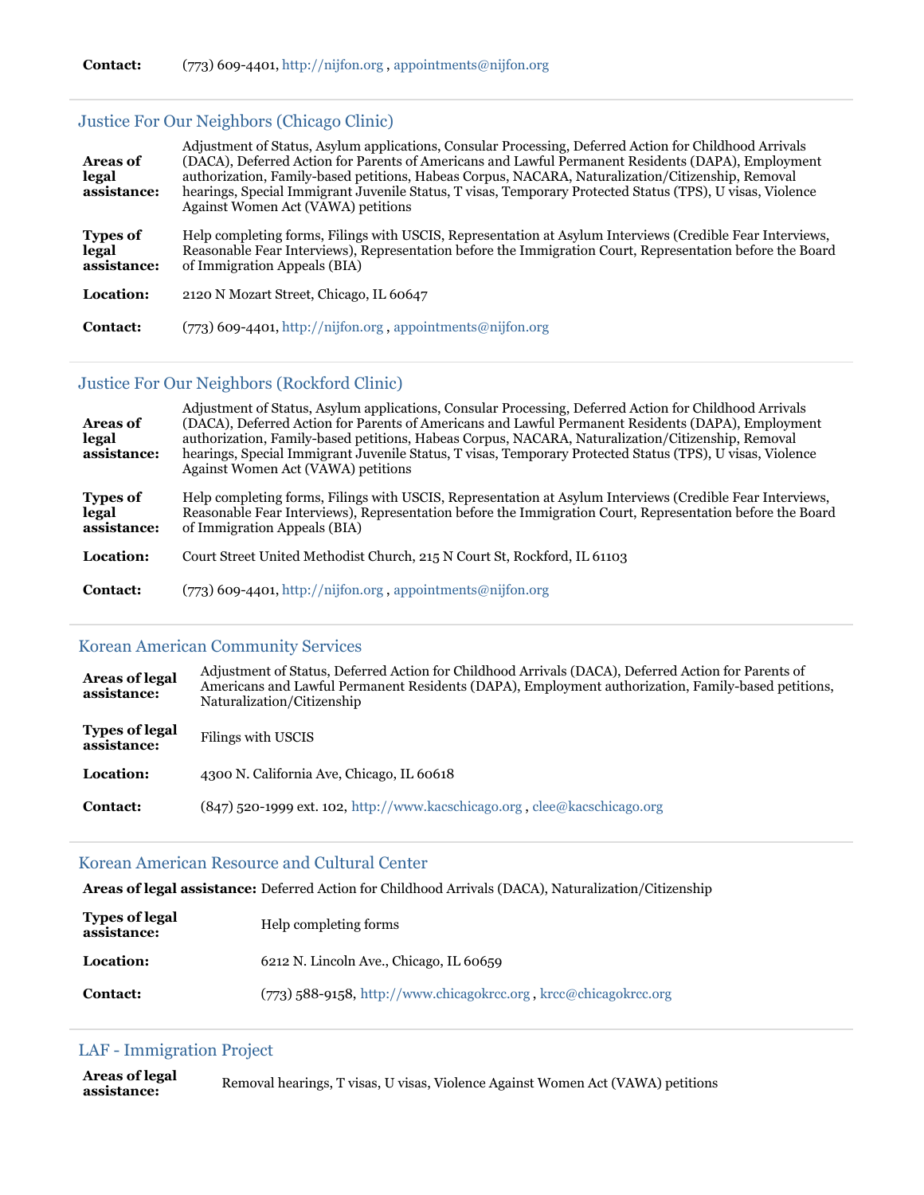**Contact:** (773) 609-4401, http://nijfon.org , appointments@nijfon.org

## Justice For Our Neighbors (Chicago Clinic)

| | |
|---|---|
| **Areas of legal assistance:** | Adjustment of Status, Asylum applications, Consular Processing, Deferred Action for Childhood Arrivals (DACA), Deferred Action for Parents of Americans and Lawful Permanent Residents (DAPA), Employment authorization, Family-based petitions, Habeas Corpus, NACARA, Naturalization/Citizenship, Removal hearings, Special Immigrant Juvenile Status, T visas, Temporary Protected Status (TPS), U visas, Violence Against Women Act (VAWA) petitions |
| **Types of legal assistance:** | Help completing forms, Filings with USCIS, Representation at Asylum Interviews (Credible Fear Interviews, Reasonable Fear Interviews), Representation before the Immigration Court, Representation before the Board of Immigration Appeals (BIA) |
| **Location:** | 2120 N Mozart Street, Chicago, IL 60647 |
| **Contact:** | (773) 609-4401, http://nijfon.org , appointments@nijfon.org |

## Justice For Our Neighbors (Rockford Clinic)

| | |
|---|---|
| **Areas of legal assistance:** | Adjustment of Status, Asylum applications, Consular Processing, Deferred Action for Childhood Arrivals (DACA), Deferred Action for Parents of Americans and Lawful Permanent Residents (DAPA), Employment authorization, Family-based petitions, Habeas Corpus, NACARA, Naturalization/Citizenship, Removal hearings, Special Immigrant Juvenile Status, T visas, Temporary Protected Status (TPS), U visas, Violence Against Women Act (VAWA) petitions |
| **Types of legal assistance:** | Help completing forms, Filings with USCIS, Representation at Asylum Interviews (Credible Fear Interviews, Reasonable Fear Interviews), Representation before the Immigration Court, Representation before the Board of Immigration Appeals (BIA) |
| **Location:** | Court Street United Methodist Church, 215 N Court St, Rockford, IL 61103 |
| **Contact:** | (773) 609-4401, http://nijfon.org , appointments@nijfon.org |

## Korean American Community Services

| | |
|---|---|
| **Areas of legal assistance:** | Adjustment of Status, Deferred Action for Childhood Arrivals (DACA), Deferred Action for Parents of Americans and Lawful Permanent Residents (DAPA), Employment authorization, Family-based petitions, Naturalization/Citizenship |
| **Types of legal assistance:** | Filings with USCIS |
| **Location:** | 4300 N. California Ave, Chicago, IL 60618 |
| **Contact:** | (847) 520-1999 ext. 102, http://www.kacschicago.org , clee@kacschicago.org |

## Korean American Resource and Cultural Center

| | |
|---|---|
| **Areas of legal assistance:** | Deferred Action for Childhood Arrivals (DACA), Naturalization/Citizenship |
| **Types of legal assistance:** | Help completing forms |
| **Location:** | 6212 N. Lincoln Ave., Chicago, IL 60659 |
| **Contact:** | (773) 588-9158, http://www.chicagokrcc.org , krcc@chicagokrcc.org |

## LAF - Immigration Project

| | |
|---|---|
| **Areas of legal assistance:** | Removal hearings, T visas, U visas, Violence Against Women Act (VAWA) petitions |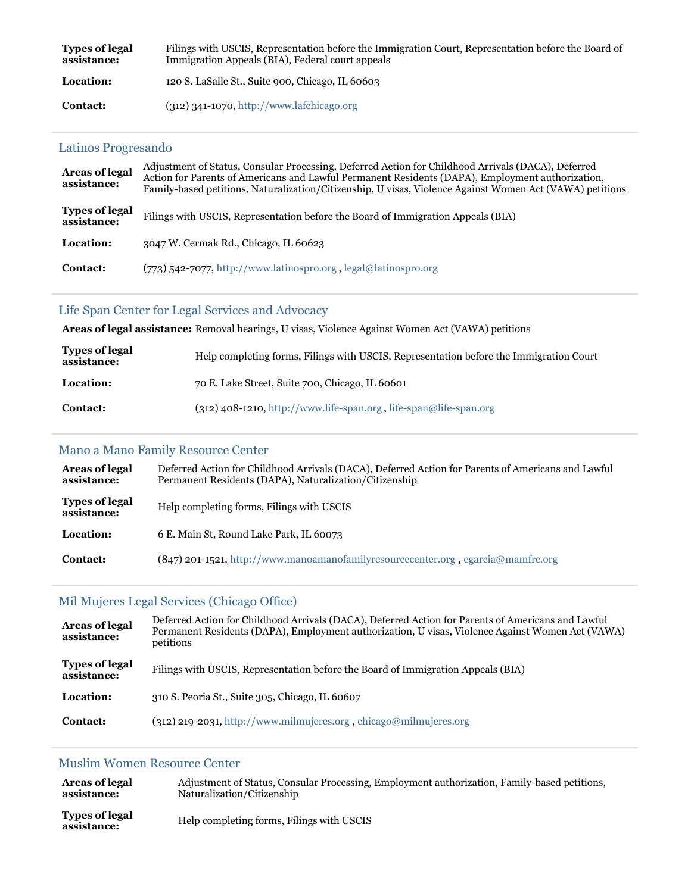**Types of legal assistance:** Filings with USCIS, Representation before the Immigration Court, Representation before the Board of Immigration Appeals (BIA), Federal court appeals

**Location:** 120 S. LaSalle St., Suite 900, Chicago, IL 60603

**Contact:** (312) 341-1070, http://www.lafchicago.org

---

### Latinos Progresando

**Areas of legal assistance:** Adjustment of Status, Consular Processing, Deferred Action for Childhood Arrivals (DACA), Deferred Action for Parents of Americans and Lawful Permanent Residents (DAPA), Employment authorization, Family-based petitions, Naturalization/Citizenship, U visas, Violence Against Women Act (VAWA) petitions

**Types of legal assistance:** Filings with USCIS, Representation before the Board of Immigration Appeals (BIA)

**Location:** 3047 W. Cermak Rd., Chicago, IL 60623

**Contact:** (773) 542-7077, http://www.latinospro.org , legal@latinospro.org

---

### Life Span Center for Legal Services and Advocacy

**Areas of legal assistance:** Removal hearings, U visas, Violence Against Women Act (VAWA) petitions

**Types of legal assistance:** Help completing forms, Filings with USCIS, Representation before the Immigration Court

**Location:** 70 E. Lake Street, Suite 700, Chicago, IL 60601

**Contact:** (312) 408-1210, http://www.life-span.org , life-span@life-span.org

---

### Mano a Mano Family Resource Center

**Areas of legal assistance:** Deferred Action for Childhood Arrivals (DACA), Deferred Action for Parents of Americans and Lawful Permanent Residents (DAPA), Naturalization/Citizenship

**Types of legal assistance:** Help completing forms, Filings with USCIS

**Location:** 6 E. Main St, Round Lake Park, IL 60073

**Contact:** (847) 201-1521, http://www.manoamanofamilyresourcecenter.org , egarcia@mamfrc.org

---

### Mil Mujeres Legal Services (Chicago Office)

**Areas of legal assistance:** Deferred Action for Childhood Arrivals (DACA), Deferred Action for Parents of Americans and Lawful Permanent Residents (DAPA), Employment authorization, U visas, Violence Against Women Act (VAWA) petitions

**Types of legal assistance:** Filings with USCIS, Representation before the Board of Immigration Appeals (BIA)

**Location:** 310 S. Peoria St., Suite 305, Chicago, IL 60607

**Contact:** (312) 219-2031, http://www.milmujeres.org , chicago@milmujeres.org

---

### Muslim Women Resource Center

**Areas of legal assistance:** Adjustment of Status, Consular Processing, Employment authorization, Family-based petitions, Naturalization/Citizenship

**Types of legal assistance:** Help completing forms, Filings with USCIS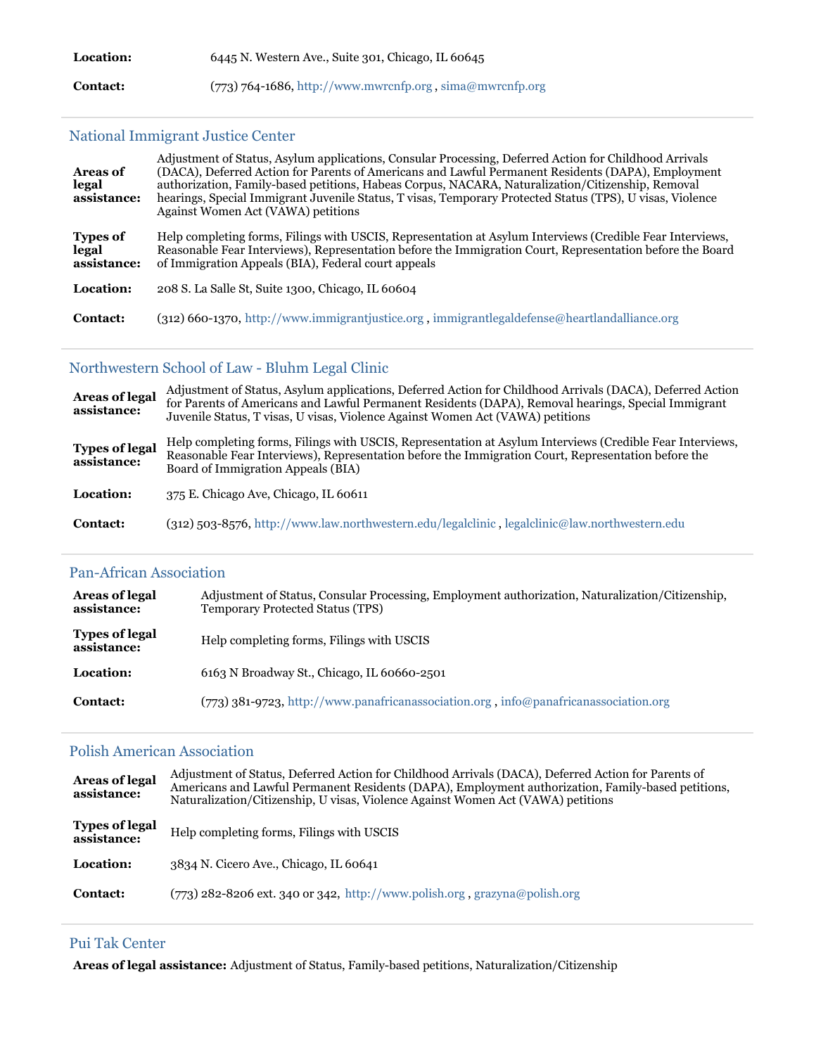| | |
|---|---|
| **Location:** | 6445 N. Western Ave., Suite 301, Chicago, IL 60645 |
| **Contact:** | (773) 764-1686, http://www.mwrcnfp.org , sima@mwrcnfp.org |

## National Immigrant Justice Center

| | |
|---|---|
| **Areas of legal assistance:** | Adjustment of Status, Asylum applications, Consular Processing, Deferred Action for Childhood Arrivals (DACA), Deferred Action for Parents of Americans and Lawful Permanent Residents (DAPA), Employment authorization, Family-based petitions, Habeas Corpus, NACARA, Naturalization/Citizenship, Removal hearings, Special Immigrant Juvenile Status, T visas, Temporary Protected Status (TPS), U visas, Violence Against Women Act (VAWA) petitions |
| **Types of legal assistance:** | Help completing forms, Filings with USCIS, Representation at Asylum Interviews (Credible Fear Interviews, Reasonable Fear Interviews), Representation before the Immigration Court, Representation before the Board of Immigration Appeals (BIA), Federal court appeals |
| **Location:** | 208 S. La Salle St, Suite 1300, Chicago, IL 60604 |
| **Contact:** | (312) 660-1370, http://www.immigrantjustice.org , immigrantlegaldefense@heartlandalliance.org |

## Northwestern School of Law - Bluhm Legal Clinic

| | |
|---|---|
| **Areas of legal assistance:** | Adjustment of Status, Asylum applications, Deferred Action for Childhood Arrivals (DACA), Deferred Action for Parents of Americans and Lawful Permanent Residents (DAPA), Removal hearings, Special Immigrant Juvenile Status, T visas, U visas, Violence Against Women Act (VAWA) petitions |
| **Types of legal assistance:** | Help completing forms, Filings with USCIS, Representation at Asylum Interviews (Credible Fear Interviews, Reasonable Fear Interviews), Representation before the Immigration Court, Representation before the Board of Immigration Appeals (BIA) |
| **Location:** | 375 E. Chicago Ave, Chicago, IL 60611 |
| **Contact:** | (312) 503-8576, http://www.law.northwestern.edu/legalclinic , legalclinic@law.northwestern.edu |

## Pan-African Association

| | |
|---|---|
| **Areas of legal assistance:** | Adjustment of Status, Consular Processing, Employment authorization, Naturalization/Citizenship, Temporary Protected Status (TPS) |
| **Types of legal assistance:** | Help completing forms, Filings with USCIS |
| **Location:** | 6163 N Broadway St., Chicago, IL 60660-2501 |
| **Contact:** | (773) 381-9723, http://www.panafricanassociation.org , info@panafricanassociation.org |

## Polish American Association

| | |
|---|---|
| **Areas of legal assistance:** | Adjustment of Status, Deferred Action for Childhood Arrivals (DACA), Deferred Action for Parents of Americans and Lawful Permanent Residents (DAPA), Employment authorization, Family-based petitions, Naturalization/Citizenship, U visas, Violence Against Women Act (VAWA) petitions |
| **Types of legal assistance:** | Help completing forms, Filings with USCIS |
| **Location:** | 3834 N. Cicero Ave., Chicago, IL 60641 |
| **Contact:** | (773) 282-8206 ext. 340 or 342, http://www.polish.org , grazyna@polish.org |

## Pui Tak Center

**Areas of legal assistance:** Adjustment of Status, Family-based petitions, Naturalization/Citizenship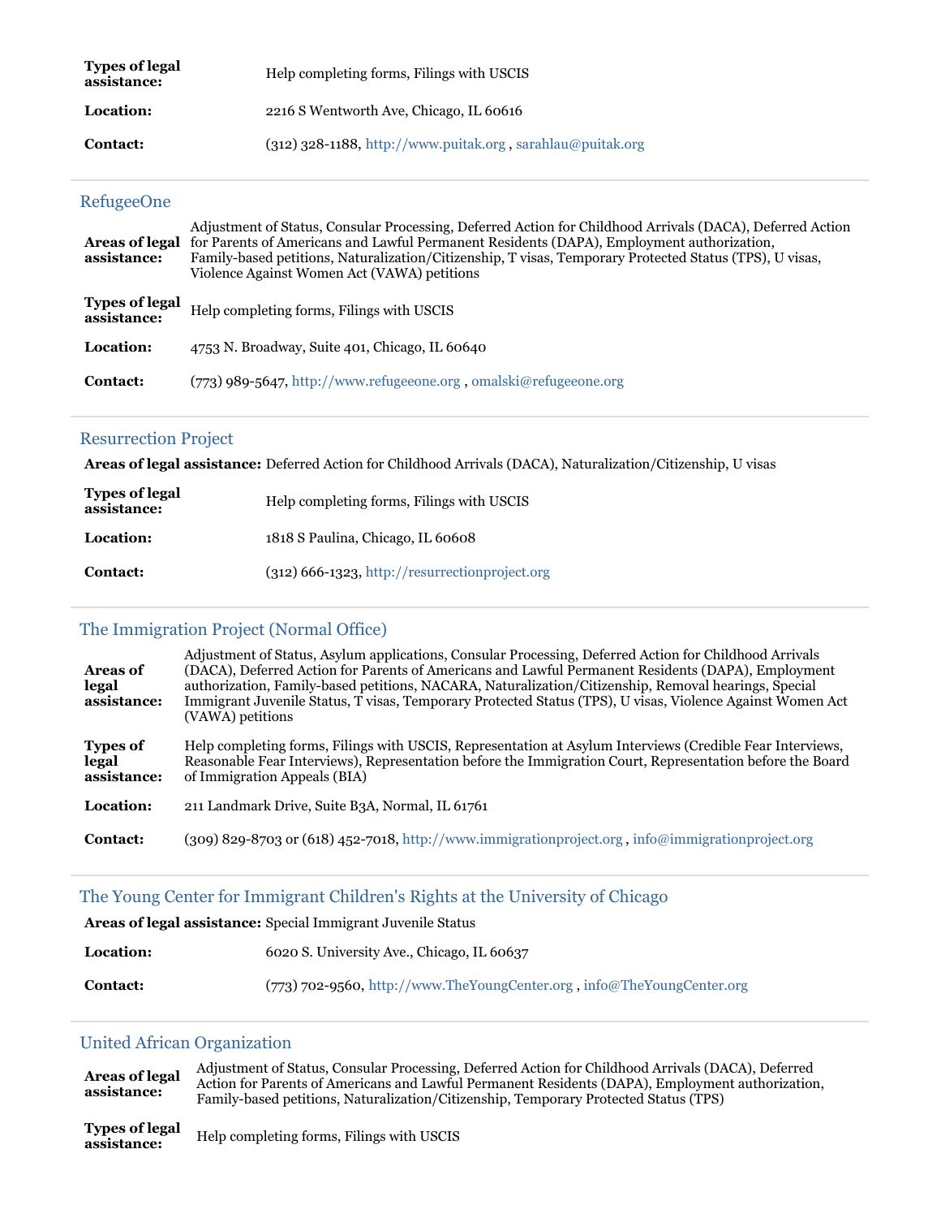**Types of legal assistance:** Help completing forms, Filings with USCIS

**Location:** 2216 S Wentworth Ave, Chicago, IL 60616

**Contact:** (312) 328-1188, http://www.puitak.org , sarahlau@puitak.org

---

### RefugeeOne

**Areas of legal assistance:** Adjustment of Status, Consular Processing, Deferred Action for Childhood Arrivals (DACA), Deferred Action for Parents of Americans and Lawful Permanent Residents (DAPA), Employment authorization, Family-based petitions, Naturalization/Citizenship, T visas, Temporary Protected Status (TPS), U visas, Violence Against Women Act (VAWA) petitions

**Types of legal assistance:** Help completing forms, Filings with USCIS

**Location:** 4753 N. Broadway, Suite 401, Chicago, IL 60640

**Contact:** (773) 989-5647, http://www.refugeeone.org , omalski@refugeeone.org

---

### Resurrection Project

**Areas of legal assistance:** Deferred Action for Childhood Arrivals (DACA), Naturalization/Citizenship, U visas

**Types of legal assistance:** Help completing forms, Filings with USCIS

**Location:** 1818 S Paulina, Chicago, IL 60608

**Contact:** (312) 666-1323, http://resurrectionproject.org

---

### The Immigration Project (Normal Office)

**Areas of legal assistance:** Adjustment of Status, Asylum applications, Consular Processing, Deferred Action for Childhood Arrivals (DACA), Deferred Action for Parents of Americans and Lawful Permanent Residents (DAPA), Employment authorization, Family-based petitions, NACARA, Naturalization/Citizenship, Removal hearings, Special Immigrant Juvenile Status, T visas, Temporary Protected Status (TPS), U visas, Violence Against Women Act (VAWA) petitions

**Types of legal assistance:** Help completing forms, Filings with USCIS, Representation at Asylum Interviews (Credible Fear Interviews, Reasonable Fear Interviews), Representation before the Immigration Court, Representation before the Board of Immigration Appeals (BIA)

**Location:** 211 Landmark Drive, Suite B3A, Normal, IL 61761

**Contact:** (309) 829-8703 or (618) 452-7018, http://www.immigrationproject.org , info@immigrationproject.org

---

### The Young Center for Immigrant Children's Rights at the University of Chicago

**Areas of legal assistance:** Special Immigrant Juvenile Status

**Location:** 6020 S. University Ave., Chicago, IL 60637

**Contact:** (773) 702-9560, http://www.TheYoungCenter.org , info@TheYoungCenter.org

---

### United African Organization

**Areas of legal assistance:** Adjustment of Status, Consular Processing, Deferred Action for Childhood Arrivals (DACA), Deferred Action for Parents of Americans and Lawful Permanent Residents (DAPA), Employment authorization, Family-based petitions, Naturalization/Citizenship, Temporary Protected Status (TPS)

**Types of legal assistance:** Help completing forms, Filings with USCIS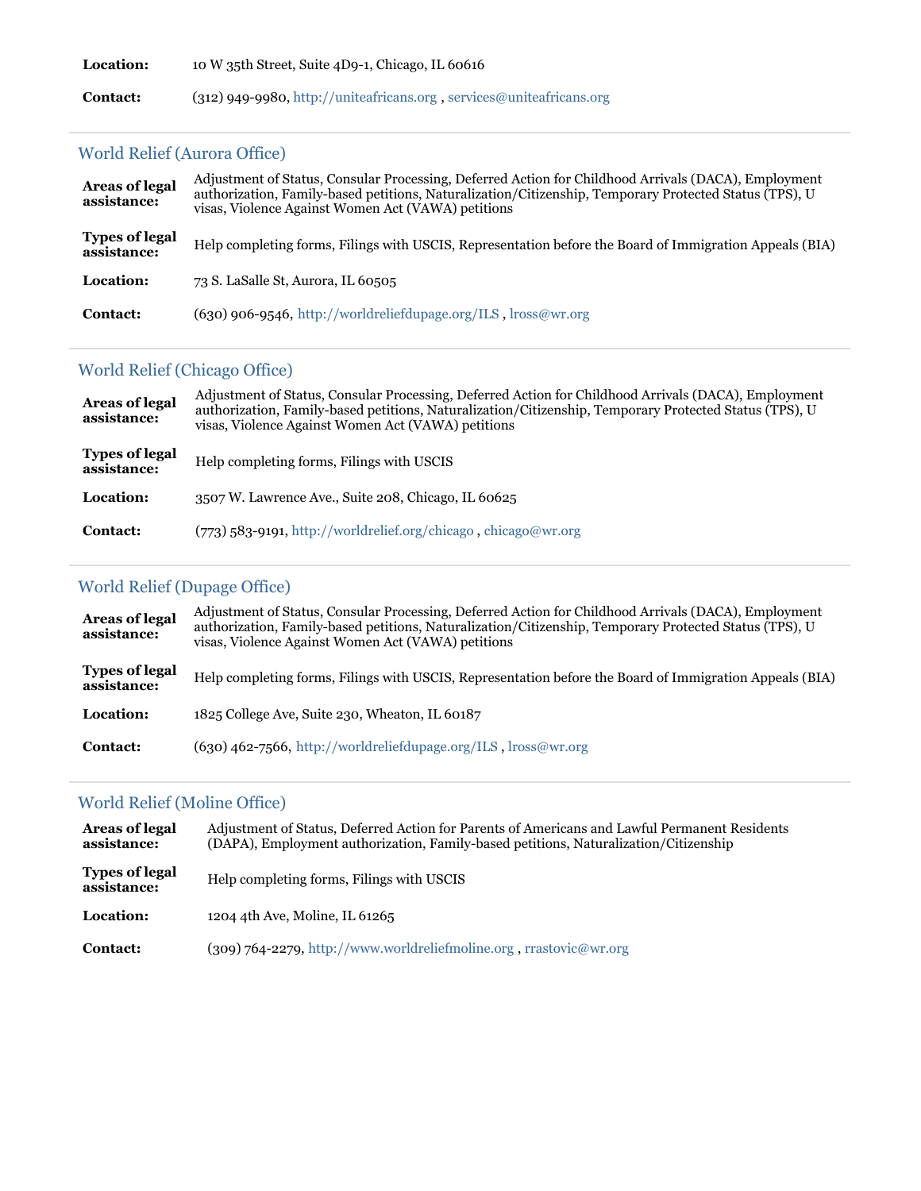| | |
|---|---|
| **Location:** | 10 W 35th Street, Suite 4D9-1, Chicago, IL 60616 |
| **Contact:** | (312) 949-9980, http://uniteafricans.org , services@uniteafricans.org |

## World Relief (Aurora Office)

| | |
|---|---|
| **Areas of legal assistance:** | Adjustment of Status, Consular Processing, Deferred Action for Childhood Arrivals (DACA), Employment authorization, Family-based petitions, Naturalization/Citizenship, Temporary Protected Status (TPS), U visas, Violence Against Women Act (VAWA) petitions |
| **Types of legal assistance:** | Help completing forms, Filings with USCIS, Representation before the Board of Immigration Appeals (BIA) |
| **Location:** | 73 S. LaSalle St, Aurora, IL 60505 |
| **Contact:** | (630) 906-9546, http://worldreliefdupage.org/ILS , lross@wr.org |

## World Relief (Chicago Office)

| | |
|---|---|
| **Areas of legal assistance:** | Adjustment of Status, Consular Processing, Deferred Action for Childhood Arrivals (DACA), Employment authorization, Family-based petitions, Naturalization/Citizenship, Temporary Protected Status (TPS), U visas, Violence Against Women Act (VAWA) petitions |
| **Types of legal assistance:** | Help completing forms, Filings with USCIS |
| **Location:** | 3507 W. Lawrence Ave., Suite 208, Chicago, IL 60625 |
| **Contact:** | (773) 583-9191, http://worldrelief.org/chicago , chicago@wr.org |

## World Relief (Dupage Office)

| | |
|---|---|
| **Areas of legal assistance:** | Adjustment of Status, Consular Processing, Deferred Action for Childhood Arrivals (DACA), Employment authorization, Family-based petitions, Naturalization/Citizenship, Temporary Protected Status (TPS), U visas, Violence Against Women Act (VAWA) petitions |
| **Types of legal assistance:** | Help completing forms, Filings with USCIS, Representation before the Board of Immigration Appeals (BIA) |
| **Location:** | 1825 College Ave, Suite 230, Wheaton, IL 60187 |
| **Contact:** | (630) 462-7566, http://worldreliefdupage.org/ILS , lross@wr.org |

## World Relief (Moline Office)

| | |
|---|---|
| **Areas of legal assistance:** | Adjustment of Status, Deferred Action for Parents of Americans and Lawful Permanent Residents (DAPA), Employment authorization, Family-based petitions, Naturalization/Citizenship |
| **Types of legal assistance:** | Help completing forms, Filings with USCIS |
| **Location:** | 1204 4th Ave, Moline, IL 61265 |
| **Contact:** | (309) 764-2279, http://www.worldreliefmoline.org , rrastovic@wr.org |